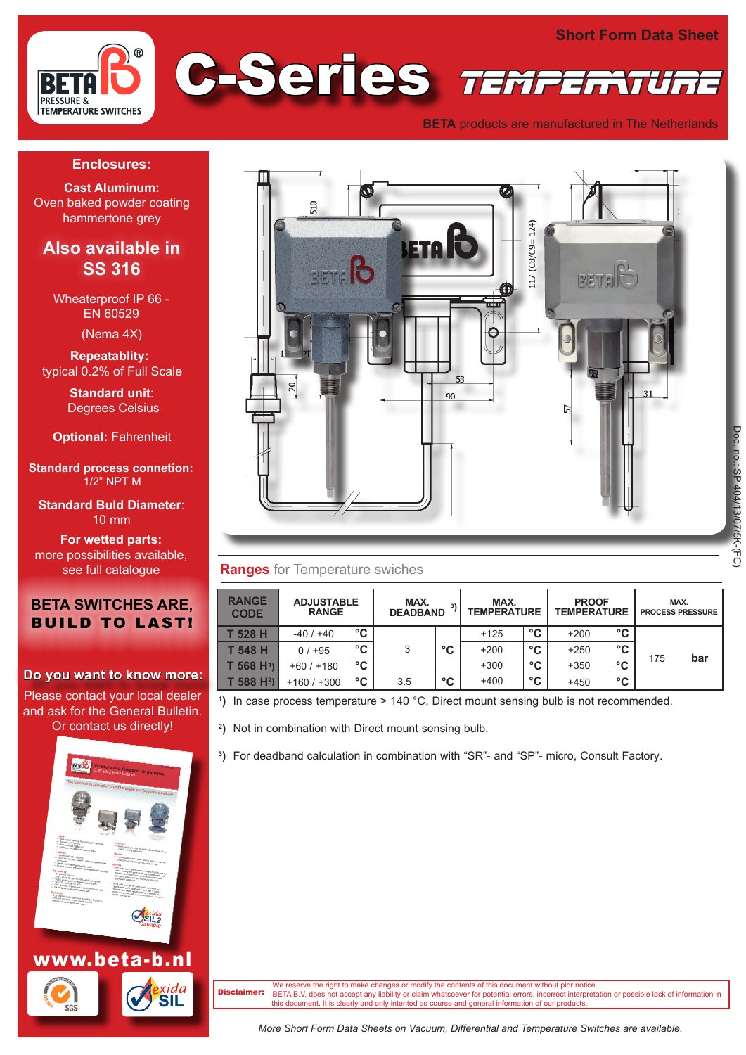# C-Series TEMPERATURE

**Short Form Data Sheet**

**BETA** products are manufactured in The Netherlands

## Enclosures:

**Cast Aluminum:**
Oven baked powder coating hammertone grey

## Also available in SS 316

Wheaterproof IP 66 - EN 60529

(Nema 4X)

**Repeatablity:**
typical 0.2% of Full Scale

**Standard unit**:
Degrees Celsius

**Optional:** Fahrenheit

**Standard process connetion:**
1/2" NPT M

**Standard Buld Diameter**:
10 mm

**For wetted parts:**
more possibilities available, see full catalogue

**BETA SWITCHES ARE, BUILD TO LAST!**

**Do you want to know more:**
Please contact your local dealer and ask for the General Bulletin.
Or contact us directly!

**www.beta-b.nl**

## Ranges for Temperature swiches

| RANGE CODE | ADJUSTABLE RANGE | | MAX. DEADBAND [3] | | MAX. TEMPERATURE | | PROOF TEMPERATURE | | MAX. PROCESS PRESSURE | |
|---|---|---|---|---|---|---|---|---|---|---|
| T 528 H | -40 / +40 | °C | 3 | °C | +125 | °C | +200 | °C | 175 | bar |
| T 548 H | 0 / +95 | °C | | | +200 | °C | +250 | °C | | |
| T 568 H[1] | +60 / +180 | °C | | | +300 | °C | +350 | °C | | |
| T 588 H[2] | +160 / +300 | °C | 3.5 | °C | +400 | °C | +450 | °C | | |

[1]) In case process temperature > 140 °C, Direct mount sensing bulb is not recommended.

[2]) Not in combination with Direct mount sensing bulb.

[3]) For deadband calculation in combination with "SR"- and "SP"- micro, Consult Factory.

**Disclaimer:** We reserve the right to make changes or modify the contents of this document without pior notice.
BETA B.V. does not accept any liability or claim whatsoever for potential errors, incorrect interpretation or possible lack of information in this document. It is clearly and only intended as course and general information of our products.

*More Short Form Data Sheets on Vacuum, Differential and Temperature Switches are available.*

Doc. no.: SP 404/13/07/5K-(FC)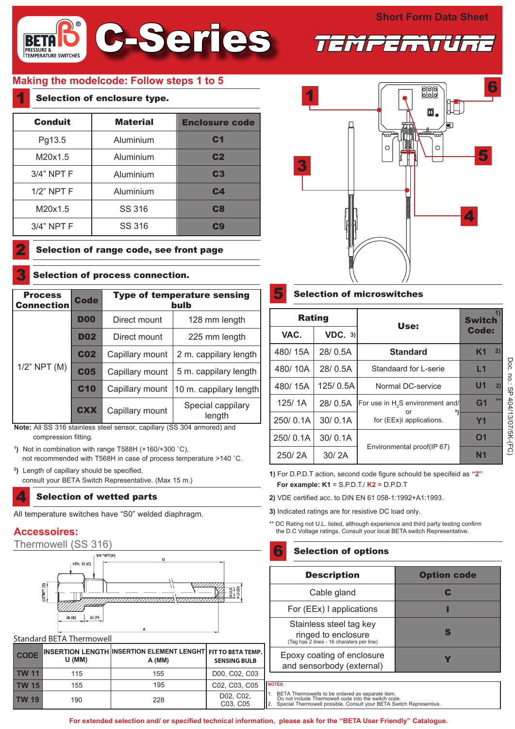# C-Series

Short Form Data Sheet

TEMPERATURE

## Making the modelcode: Follow steps 1 to 5

### 1 Selection of enclosure type.

| Conduit | Material | Enclosure code |
|---|---|---|
| Pg13.5 | Aluminium | C1 |
| M20x1.5 | Aluminium | C2 |
| 3/4" NPT F | Aluminium | C3 |
| 1/2" NPT F | Aluminium | C4 |
| M20x1.5 | SS 316 | C8 |
| 3/4" NPT F | SS 316 | C9 |

### 2 Selection of range code, see front page

### 3 Selection of process connection.

| Process Connection | Code | Type of temperature sensing bulb | |
|---|---|---|---|
| 1/2" NPT (M) | D00 | Direct mount | 128 mm length |
| | D02 | Direct mount | 225 mm length |
| | C02 | Capillary mount | 2 m. cappilary length |
| | C05 | Capillary mount | 5 m. cappilary length |
| | C10 | Capillary mount | 10 m. cappilary length |
| | CXX | Capillary mount | Special cappilary length |

**Note:** All SS 316 stainless steel sensor, capillary (SS 304 armored) and compressing fitting.

[1] Not in combination with range T588H (+160/+300 ˚C), not recommended with T568H in case of process temperature >140 ˚C.

[2] Length of capillary should be specified, consult your BETA Switch Representative. (Max 15 m.)

### 4 Selection of wetted parts

All temperature switches have "S0" welded diaphragm.

## Accessoires:

Thermowell (SS 316)

Standard BETA Thermowell

| CODE | INSERTION LENGTH U (MM) | INSERTION ELEMENT LENGHT A (MM) | FIT TO BETA TEMP. SENSING BULB |
|---|---|---|---|
| TW 11 | 115 | 155 | D00, C02, C03 |
| TW 15 | 155 | 195 | C02, C03, C05 |
| TW 19 | 190 | 228 | D02, C02, C03, C05 |

### 5 Selection of microswitches

| Rating | | Use: | Switch Code: [1] |
|---|---|---|---|
| VAC. | VDC. [3] | | |
| 480/ 15A | 28/ 0.5A | Standard | K1 [2] |
| 480/ 10A | 28/ 0.5A | Standaard for L-serie | L1 |
| 480/ 15A | 125/ 0.5A | Normal DC-service | U1 [2] |
| 125/ 1A | 28/ 0.5A | For use in $H_2S$ environment and/ or for (EEx)i applications. [3] | G1 ** |
| 250/ 0.1A | 30/ 0.1A | | Y1 |
| 250/ 0.1A | 30/ 0.1A | Environmental proof(IP 67) | O1 |
| 250/ 2A | 30/ 2A | | N1 |

1) For D.P.D.T action, second code figure schould be specifeid as "2"
**For example: K1** = S.P.D.T./ **K2** = D.P.D.T

2) VDE certified acc. to DIN EN 61 058-1:1992+A1:1993.

3) Indicated ratings are for resistive DC load only.

** DC Rating not U.L. listed, although experience and third party testing confirm the D.C Voltage ratings. Consult your local BETA switch Representative.

### 6 Selection of options

| Description | Option code |
|---|---|
| Cable gland | C |
| For (EEx) I applications | I |
| Stainless steel tag key ringed to enclosure (Tag has 2 lines - 16 charaters per line) | S |
| Epoxy coating of enclosure and sensorbody (external) | Y |

NOTES:
1. BETA Thermowells to be ordered as separate item. Do not include Thermowell code into the switch code.
2. Special Thermowell possible. Consult your BETA Switch Representive.

For extended selection and/ or specified technical information, please ask for the "BETA User Friendly" Catalogue.

Doc. no.: SP 404/13/07/5K-(FC)